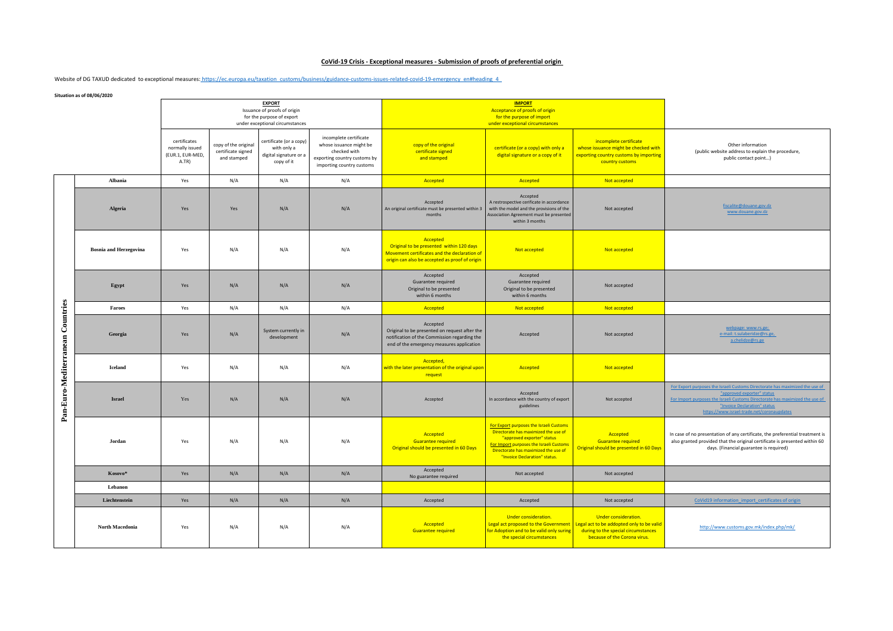# CoVid-19 Crisis - Exceptional measures - Submission of proofs of preferential origin

Website of DG TAXUD dedicated to exceptional measures: https://ec.europa.eu/taxation_customs/business/guidance-customs-issues-related-covid-19-emergency_en#heading_4

**Situation as of 08/06/2020**

| | | EXPORT Issuance of proofs of origin for the purpose of export under exceptional circumstances | | | | IMPORT Acceptance of proofs of origin for the purpose of import under exceptional circumstances | | | |
|---|---|---|---|---|---|---|---|---|---|
| | | certificates normally issued (EUR.1, EUR-MED, A.TR) | copy of the original certificate signed and stamped | certificate (or a copy) with only a digital signature or a copy of it | incomplete certificate whose issuance might be checked with exporting country customs by importing country customs | copy of the original certificate signed and stamped | certificate (or a copy) with only a digital signature or a copy of it | incomplete certificate whose issuance might be checked with exporting country customs by importing country customs | Other information (public website address to explain the procedure, public contact point...) |
| Pan-Euro-Mediterranean Countries | Albania | Yes | N/A | N/A | N/A | Accepted | Accepted | Not accepted | |
| | Algeria | Yes | Yes | N/A | N/A | Accepted An original certificate must be presented within 3 months | Accepted A restrospective cerificate in accordance with the model and the provisions of the Association Agreement must be presented within 3 months | Not accepted | fiscalite@douane.gov.dz www.douane.gov.dz |
| | Bosnia and Herzegovina | Yes | N/A | N/A | N/A | Accepted Original to be presented within 120 days Movement certificates and the declaration of origin can also be accepted as proof of origin | Not accepted | Not accepted | |
| | Egypt | Yes | N/A | N/A | N/A | Accepted Guarantee required Original to be presented within 6 months | Accepted Guarantee required Original to be presented within 6 months | Not accepted | |
| | Faroes | Yes | N/A | N/A | N/A | Accepted | Not accepted | Not accepted | |
| | Georgia | Yes | N/A | System currently in development | N/A | Accepted Original to be presented on request after the notification of the Commission regarding the end of the emergency measures application | Accepted | Not accepted | webpage: www.rs.ge, e-mail: t.sulaberidze@rs.ge, a.chelidze@rs.ge |
| | Iceland | Yes | N/A | N/A | N/A | Accepted, with the later presentation of the original upon request | Accepted | Not accepted | |
| | Israel | Yes | N/A | N/A | N/A | Accepted | Accepted In accordance with the country of export guidelines | Not accepted | For Export purposes the Israeli Customs Directorate has maximized the use of "approved exporter" status For Import purposes the Israeli Customs Directorate has maximized the use of "Invoice Declaration" status https://www.israel-trade.net/coronaupdates |
| | Jordan | Yes | N/A | N/A | N/A | Accepted Guarantee required Original should be presented in 60 Days | For Export purposes the Israeli Customs Directorate has maximized the use of "approved exporter" status For Import purposes the Israeli Customs Directorate has maximized the use of "Invoice Declaration" status. | Accepted Guarantee required Original should be presented in 60 Days | In case of no presentation of any certificate, the preferential treatment is also granted provided that the original certificate is presented within 60 days. (Financial guarantee is required) |
| | Kosovo* | Yes | N/A | N/A | N/A | Accepted No guarantee required | Not accepted | Not accepted | |
| | Lebanon | | | | | | | | |
| | Liechtenstein | Yes | N/A | N/A | N/A | Accepted | Accepted | Not accepted | CoVid19 information_import_certificates of origin |
| | North Macedonia | Yes | N/A | N/A | N/A | Accepted Guarantee required | Under consideration. Legal act proposed to the Government for Adoption and to be valid only suring the special circumstances | Under consideration. Legal act to be addopted only to be valid during to the special circumstances because of the Corona virus. | http://www.customs.gov.mk/index.php/mk/ |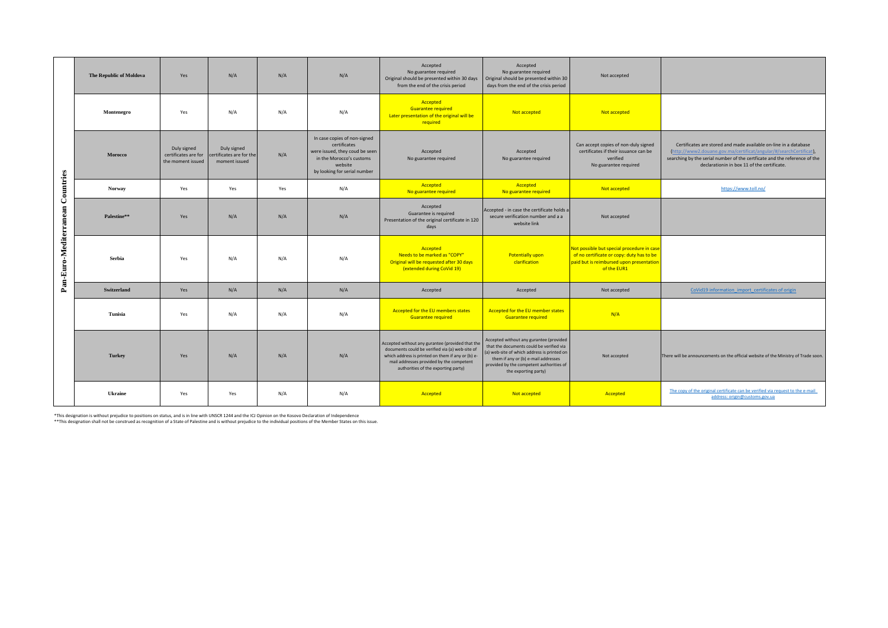| | | | | | | | | | |
|---|---|---|---|---|---|---|---|---|---|
| Pan-Euro-Mediterranean Countries | The Republic of Moldova | Yes | N/A | N/A | N/A | Accepted<br>No guarantee required<br>Original should be presented within 30 days from the end of the crisis period | Accepted<br>No guarantee required<br>Original should be presented within 30 days from the end of the crisis period | Not accepted | |
| | Montenegro | Yes | N/A | N/A | N/A | Accepted<br>Guarantee required<br>Later presentation of the original will be required | Not accepted | Not accepted | |
| | Morocco | Duly signed certificates are for the moment issued | Duly signed certificates are for the moment issued | N/A | In case copies of non-signed certificates were issued, they could be seen in the Morocco's customs website by looking for serial number | Accepted<br>No guarantee required | Accepted<br>No guarantee required | Can accept copies of non-duly signed certificates if their issuance can be verified<br>No guarantee required | Certificates are stored and made available on-line in a database (http://www2.douane.gov.ma/certificat/angular/#/searchCertificat), searching by the serial number of the certficate and the reference of the declarationin in box 11 of the certificate. |
| | Norway | Yes | Yes | Yes | N/A | Accepted<br>No guarantee required | Accepted<br>No guarantee required | Not accepted | https://www.toll.no/ |
| | Palestine** | Yes | N/A | N/A | N/A | Accepted<br>Guarantee is required<br>Presentation of the original certificate in 120 days | Accepted - in case the certificate holds a secure verification number and a a website link | Not accepted | |
| | Serbia | Yes | N/A | N/A | N/A | Accepted<br>Needs to be marked as "COPY"<br>Original will be requested after 30 days (extended during CoVid 19) | Potentially upon clarification | Not possible but special procedure in case of no certificate or copy: duty has to be paid but is reimbursed upon presentation of the EUR1 | |
| | Switzerland | Yes | N/A | N/A | N/A | Accepted | Accepted | Not accepted | CoVid19 information_import_certificates of origin |
| | Tunisia | Yes | N/A | N/A | N/A | Accepted for the EU members states<br>Guarantee required | Accepted for the EU member states<br>Guarantee required | N/A | |
| | Turkey | Yes | N/A | N/A | N/A | Accepted without any gurantee (provided that the documents could be verified via (a) web-site of which address is printed on them if any or (b) e-mail addresses provided by the competent authorities of the exporting party) | Accepted without any gurantee (provided that the documents could be verified via (a) web-site of which address is printed on them if any or (b) e-mail addresses provided by the competent authorities of the exporting party) | Not accepted | There will be announcements on the official website of the Ministry of Trade soon. |
| | Ukraine | Yes | Yes | N/A | N/A | Accepted | Not accepted | Accepted | The copy of the original certificate can be verfied via request to the e-mail address: origin@customs.gov.ua |

*This designation is without prejudice to positions on status, and is in line with UNSCR 1244 and the ICJ Opinion on the Kosovo Declaration of Independence

**This designation shall not be construed as recognition of a State of Palestine and is without prejudice to the individual positions of the Member States on this issue.